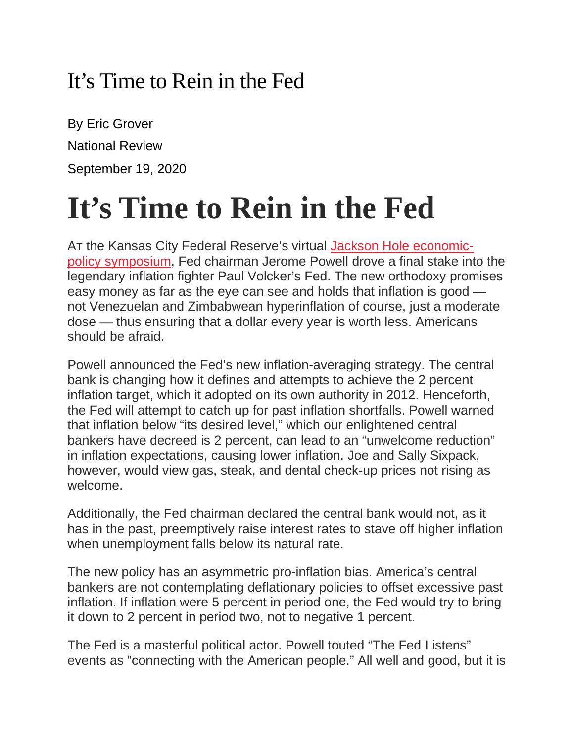It's Time to Rein in the Fed

By Eric Grover

National Review

September 19, 2020

# It's Time to Rein in the Fed

AT the Kansas City Federal Reserve's virtual Jackson Hole economic-policy symposium, Fed chairman Jerome Powell drove a final stake into the legendary inflation fighter Paul Volcker's Fed. The new orthodoxy promises easy money as far as the eye can see and holds that inflation is good — not Venezuelan and Zimbabwean hyperinflation of course, just a moderate dose — thus ensuring that a dollar every year is worth less. Americans should be afraid.

Powell announced the Fed's new inflation-averaging strategy. The central bank is changing how it defines and attempts to achieve the 2 percent inflation target, which it adopted on its own authority in 2012. Henceforth, the Fed will attempt to catch up for past inflation shortfalls. Powell warned that inflation below "its desired level," which our enlightened central bankers have decreed is 2 percent, can lead to an "unwelcome reduction" in inflation expectations, causing lower inflation. Joe and Sally Sixpack, however, would view gas, steak, and dental check-up prices not rising as welcome.

Additionally, the Fed chairman declared the central bank would not, as it has in the past, preemptively raise interest rates to stave off higher inflation when unemployment falls below its natural rate.

The new policy has an asymmetric pro-inflation bias. America's central bankers are not contemplating deflationary policies to offset excessive past inflation. If inflation were 5 percent in period one, the Fed would try to bring it down to 2 percent in period two, not to negative 1 percent.

The Fed is a masterful political actor. Powell touted "The Fed Listens" events as "connecting with the American people." All well and good, but it is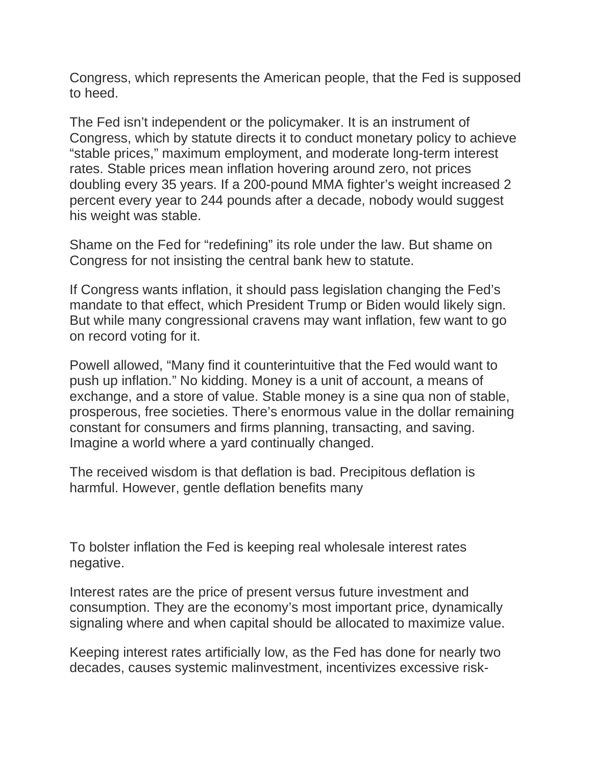Congress, which represents the American people, that the Fed is supposed to heed.

The Fed isn't independent or the policymaker. It is an instrument of Congress, which by statute directs it to conduct monetary policy to achieve "stable prices," maximum employment, and moderate long-term interest rates. Stable prices mean inflation hovering around zero, not prices doubling every 35 years. If a 200-pound MMA fighter's weight increased 2 percent every year to 244 pounds after a decade, nobody would suggest his weight was stable.

Shame on the Fed for "redefining" its role under the law. But shame on Congress for not insisting the central bank hew to statute.

If Congress wants inflation, it should pass legislation changing the Fed's mandate to that effect, which President Trump or Biden would likely sign. But while many congressional cravens may want inflation, few want to go on record voting for it.

Powell allowed, "Many find it counterintuitive that the Fed would want to push up inflation." No kidding. Money is a unit of account, a means of exchange, and a store of value. Stable money is a sine qua non of stable, prosperous, free societies. There's enormous value in the dollar remaining constant for consumers and firms planning, transacting, and saving. Imagine a world where a yard continually changed.

The received wisdom is that deflation is bad. Precipitous deflation is harmful. However, gentle deflation benefits many

To bolster inflation the Fed is keeping real wholesale interest rates negative.

Interest rates are the price of present versus future investment and consumption. They are the economy's most important price, dynamically signaling where and when capital should be allocated to maximize value.

Keeping interest rates artificially low, as the Fed has done for nearly two decades, causes systemic malinvestment, incentivizes excessive risk-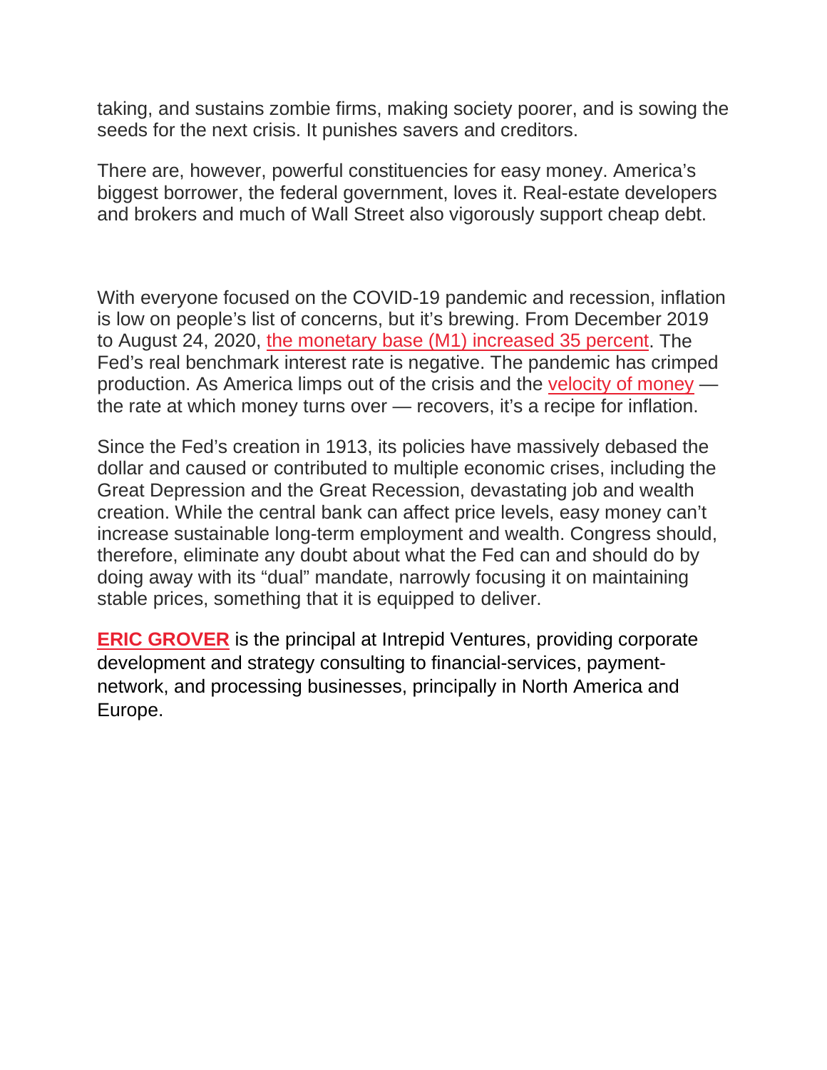taking, and sustains zombie firms, making society poorer, and is sowing the seeds for the next crisis. It punishes savers and creditors.

There are, however, powerful constituencies for easy money. America's biggest borrower, the federal government, loves it. Real-estate developers and brokers and much of Wall Street also vigorously support cheap debt.

With everyone focused on the COVID-19 pandemic and recession, inflation is low on people's list of concerns, but it's brewing. From December 2019 to August 24, 2020, the monetary base (M1) increased 35 percent. The Fed's real benchmark interest rate is negative. The pandemic has crimped production. As America limps out of the crisis and the velocity of money — the rate at which money turns over — recovers, it's a recipe for inflation.

Since the Fed's creation in 1913, its policies have massively debased the dollar and caused or contributed to multiple economic crises, including the Great Depression and the Great Recession, devastating job and wealth creation. While the central bank can affect price levels, easy money can't increase sustainable long-term employment and wealth. Congress should, therefore, eliminate any doubt about what the Fed can and should do by doing away with its "dual" mandate, narrowly focusing it on maintaining stable prices, something that it is equipped to deliver.

**ERIC GROVER** is the principal at Intrepid Ventures, providing corporate development and strategy consulting to financial-services, payment-network, and processing businesses, principally in North America and Europe.